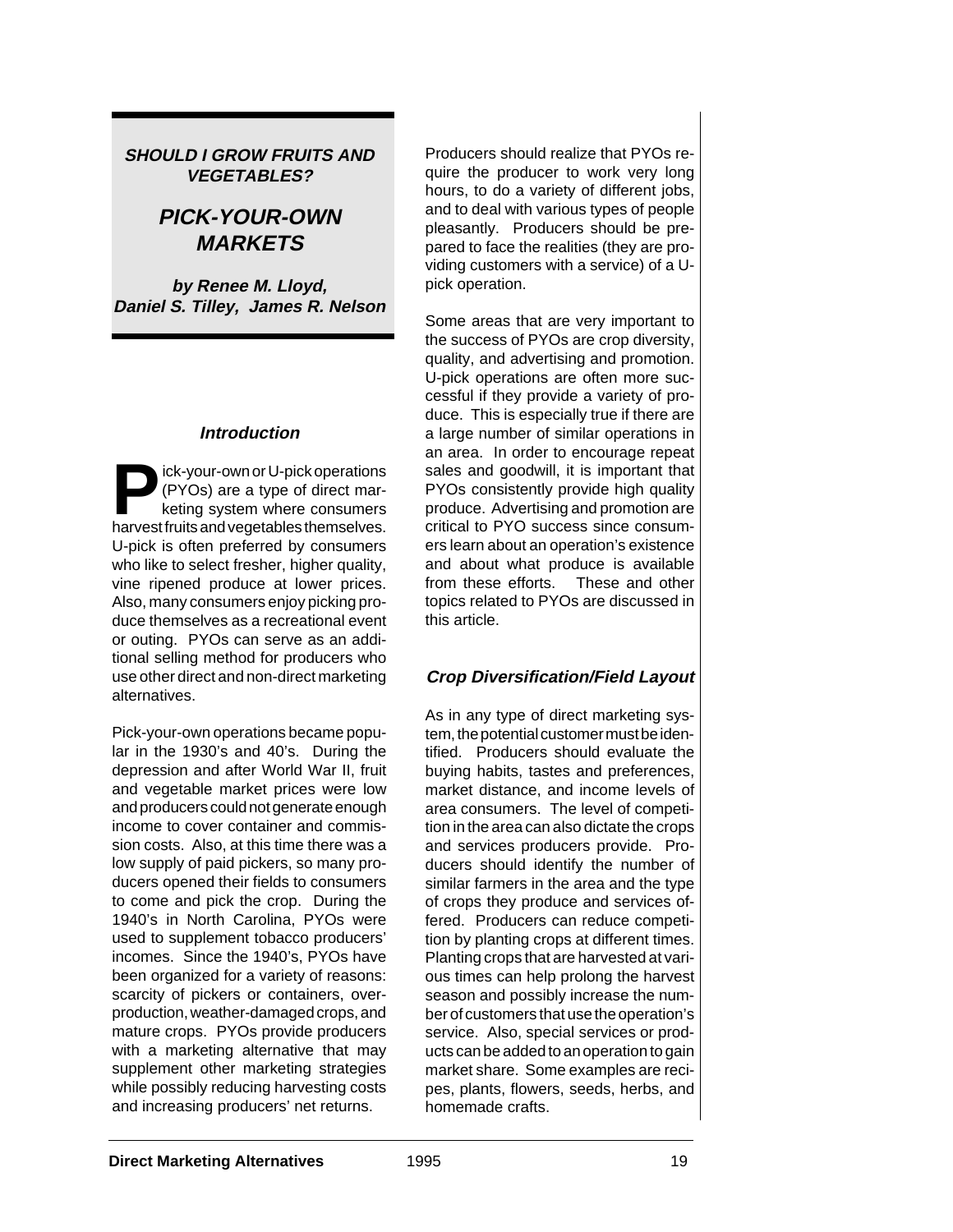**SHOULD I GROW FRUITS AND VEGETABLES?**

# PICK-YOUR-OWN MARKETS

**by Renee M. Lloyd, Daniel S. Tilley, James R. Nelson**

## Introduction

Pick-your-own or U-pick operations (PYOs) are a type of direct marketing system where consumers harvest fruits and vegetables themselves. U-pick is often preferred by consumers who like to select fresher, higher quality, vine ripened produce at lower prices. Also, many consumers enjoy picking produce themselves as a recreational event or outing. PYOs can serve as an additional selling method for producers who use other direct and non-direct marketing alternatives.

Pick-your-own operations became popular in the 1930's and 40's. During the depression and after World War II, fruit and vegetable market prices were low and producers could not generate enough income to cover container and commission costs. Also, at this time there was a low supply of paid pickers, so many producers opened their fields to consumers to come and pick the crop. During the 1940's in North Carolina, PYOs were used to supplement tobacco producers' incomes. Since the 1940's, PYOs have been organized for a variety of reasons: scarcity of pickers or containers, overproduction, weather-damaged crops, and mature crops. PYOs provide producers with a marketing alternative that may supplement other marketing strategies while possibly reducing harvesting costs and increasing producers' net returns.

Producers should realize that PYOs require the producer to work very long hours, to do a variety of different jobs, and to deal with various types of people pleasantly. Producers should be prepared to face the realities (they are providing customers with a service) of a U-pick operation.

Some areas that are very important to the success of PYOs are crop diversity, quality, and advertising and promotion. U-pick operations are often more successful if they provide a variety of produce. This is especially true if there are a large number of similar operations in an area. In order to encourage repeat sales and goodwill, it is important that PYOs consistently provide high quality produce. Advertising and promotion are critical to PYO success since consumers learn about an operation's existence and about what produce is available from these efforts. These and other topics related to PYOs are discussed in this article.

## Crop Diversification/Field Layout

As in any type of direct marketing system, the potential customer must be identified. Producers should evaluate the buying habits, tastes and preferences, market distance, and income levels of area consumers. The level of competition in the area can also dictate the crops and services producers provide. Producers should identify the number of similar farmers in the area and the type of crops they produce and services offered. Producers can reduce competition by planting crops at different times. Planting crops that are harvested at various times can help prolong the harvest season and possibly increase the number of customers that use the operation's service. Also, special services or products can be added to an operation to gain market share. Some examples are recipes, plants, flowers, seeds, herbs, and homemade crafts.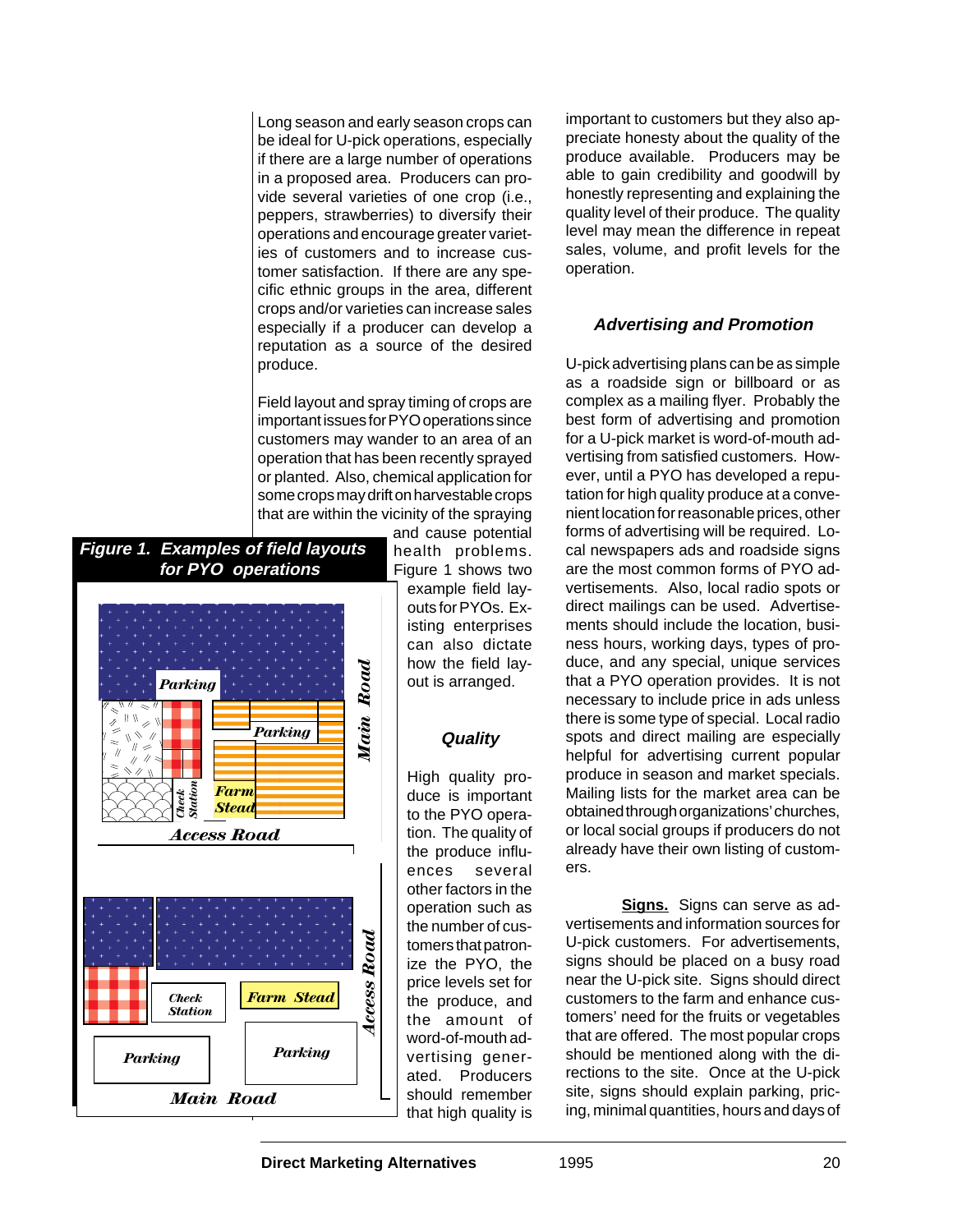Long season and early season crops can be ideal for U-pick operations, especially if there are a large number of operations in a proposed area. Producers can provide several varieties of one crop (i.e., peppers, strawberries) to diversify their operations and encourage greater varieties of customers and to increase customer satisfaction. If there are any specific ethnic groups in the area, different crops and/or varieties can increase sales especially if a producer can develop a reputation as a source of the desired produce.

Field layout and spray timing of crops are important issues for PYO operations since customers may wander to an area of an operation that has been recently sprayed or planted. Also, chemical application for some crops may drift on harvestable crops that are within the vicinity of the spraying and cause potential health problems. Figure 1 shows two example field layouts for PYOs. Existing enterprises can also dictate how the field layout is arranged.

**Figure 1. Examples of field layouts for PYO operations**

Parking | Parking | Check Station | Farm Stead | Main Road | Access Road

Check Station | Farm Stead | Parking | Parking | Access Road | Main Road

### Quality

High quality produce is important to the PYO operation. The quality of the produce influences several other factors in the operation such as the number of customers that patronize the PYO, the price levels set for the produce, and the amount of word-of-mouth advertising generated. Producers should remember that high quality is important to customers but they also appreciate honesty about the quality of the produce available. Producers may be able to gain credibility and goodwill by honestly representing and explaining the quality level of their produce. The quality level may mean the difference in repeat sales, volume, and profit levels for the operation.

### Advertising and Promotion

U-pick advertising plans can be as simple as a roadside sign or billboard or as complex as a mailing flyer. Probably the best form of advertising and promotion for a U-pick market is word-of-mouth advertising from satisfied customers. However, until a PYO has developed a reputation for high quality produce at a convenient location for reasonable prices, other forms of advertising will be required. Local newspapers ads and roadside signs are the most common forms of PYO advertisements. Also, local radio spots or direct mailings can be used. Advertisements should include the location, business hours, working days, types of produce, and any special, unique services that a PYO operation provides. It is not necessary to include price in ads unless there is some type of special. Local radio spots and direct mailing are especially helpful for advertising current popular produce in season and market specials. Mailing lists for the market area can be obtained through organizations' churches, or local social groups if producers do not already have their own listing of customers.

**Signs.** Signs can serve as advertisements and information sources for U-pick customers. For advertisements, signs should be placed on a busy road near the U-pick site. Signs should direct customers to the farm and enhance customers' need for the fruits or vegetables that are offered. The most popular crops should be mentioned along with the directions to the site. Once at the U-pick site, signs should explain parking, pricing, minimal quantities, hours and days of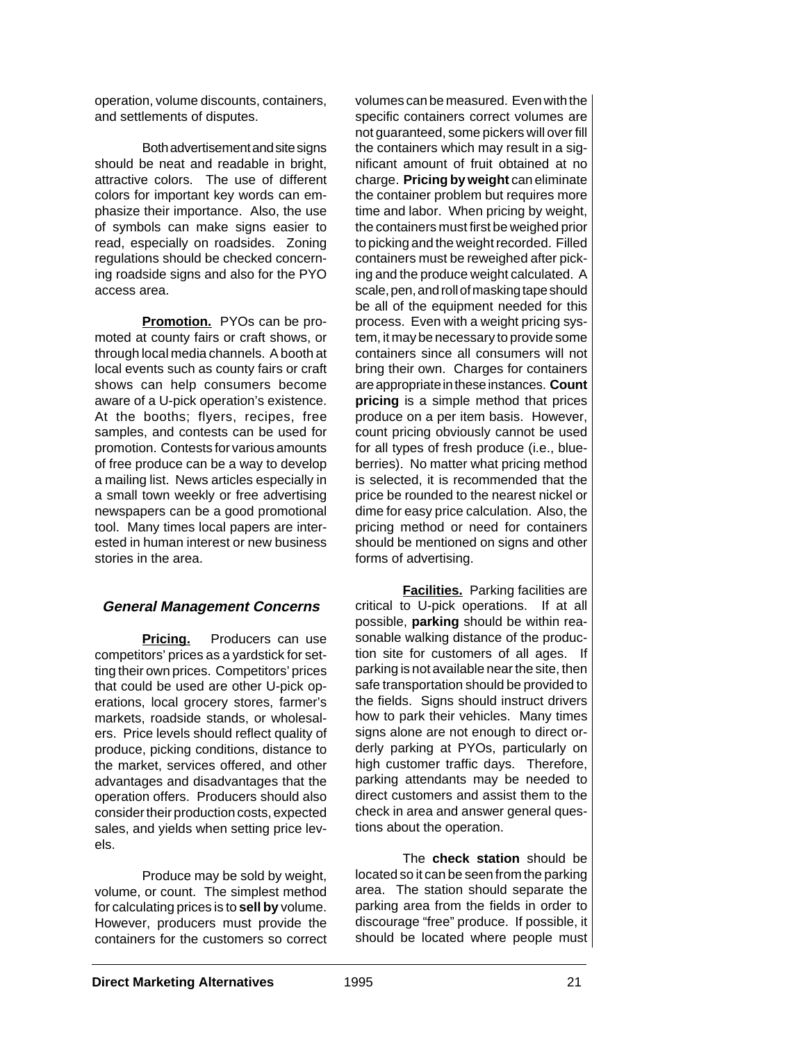operation, volume discounts, containers, and settlements of disputes.

Both advertisement and site signs should be neat and readable in bright, attractive colors. The use of different colors for important key words can emphasize their importance. Also, the use of symbols can make signs easier to read, especially on roadsides. Zoning regulations should be checked concerning roadside signs and also for the PYO access area.

**Promotion.** PYOs can be promoted at county fairs or craft shows, or through local media channels. A booth at local events such as county fairs or craft shows can help consumers become aware of a U-pick operation's existence. At the booths; flyers, recipes, free samples, and contests can be used for promotion. Contests for various amounts of free produce can be a way to develop a mailing list. News articles especially in a small town weekly or free advertising newspapers can be a good promotional tool. Many times local papers are interested in human interest or new business stories in the area.

### *General Management Concerns*

**Pricing.** Producers can use competitors' prices as a yardstick for setting their own prices. Competitors' prices that could be used are other U-pick operations, local grocery stores, farmer's markets, roadside stands, or wholesalers. Price levels should reflect quality of produce, picking conditions, distance to the market, services offered, and other advantages and disadvantages that the operation offers. Producers should also consider their production costs, expected sales, and yields when setting price levels.

Produce may be sold by weight, volume, or count. The simplest method for calculating prices is to **sell by** volume. However, producers must provide the containers for the customers so correct volumes can be measured. Even with the specific containers correct volumes are not guaranteed, some pickers will over fill the containers which may result in a significant amount of fruit obtained at no charge. **Pricing by weight** can eliminate the container problem but requires more time and labor. When pricing by weight, the containers must first be weighed prior to picking and the weight recorded. Filled containers must be reweighed after picking and the produce weight calculated. A scale, pen, and roll of masking tape should be all of the equipment needed for this process. Even with a weight pricing system, it may be necessary to provide some containers since all consumers will not bring their own. Charges for containers are appropriate in these instances. **Count pricing** is a simple method that prices produce on a per item basis. However, count pricing obviously cannot be used for all types of fresh produce (i.e., blueberries). No matter what pricing method is selected, it is recommended that the price be rounded to the nearest nickel or dime for easy price calculation. Also, the pricing method or need for containers should be mentioned on signs and other forms of advertising.

**Facilities.** Parking facilities are critical to U-pick operations. If at all possible, **parking** should be within reasonable walking distance of the production site for customers of all ages. If parking is not available near the site, then safe transportation should be provided to the fields. Signs should instruct drivers how to park their vehicles. Many times signs alone are not enough to direct orderly parking at PYOs, particularly on high customer traffic days. Therefore, parking attendants may be needed to direct customers and assist them to the check in area and answer general questions about the operation.

The **check station** should be located so it can be seen from the parking area. The station should separate the parking area from the fields in order to discourage "free" produce. If possible, it should be located where people must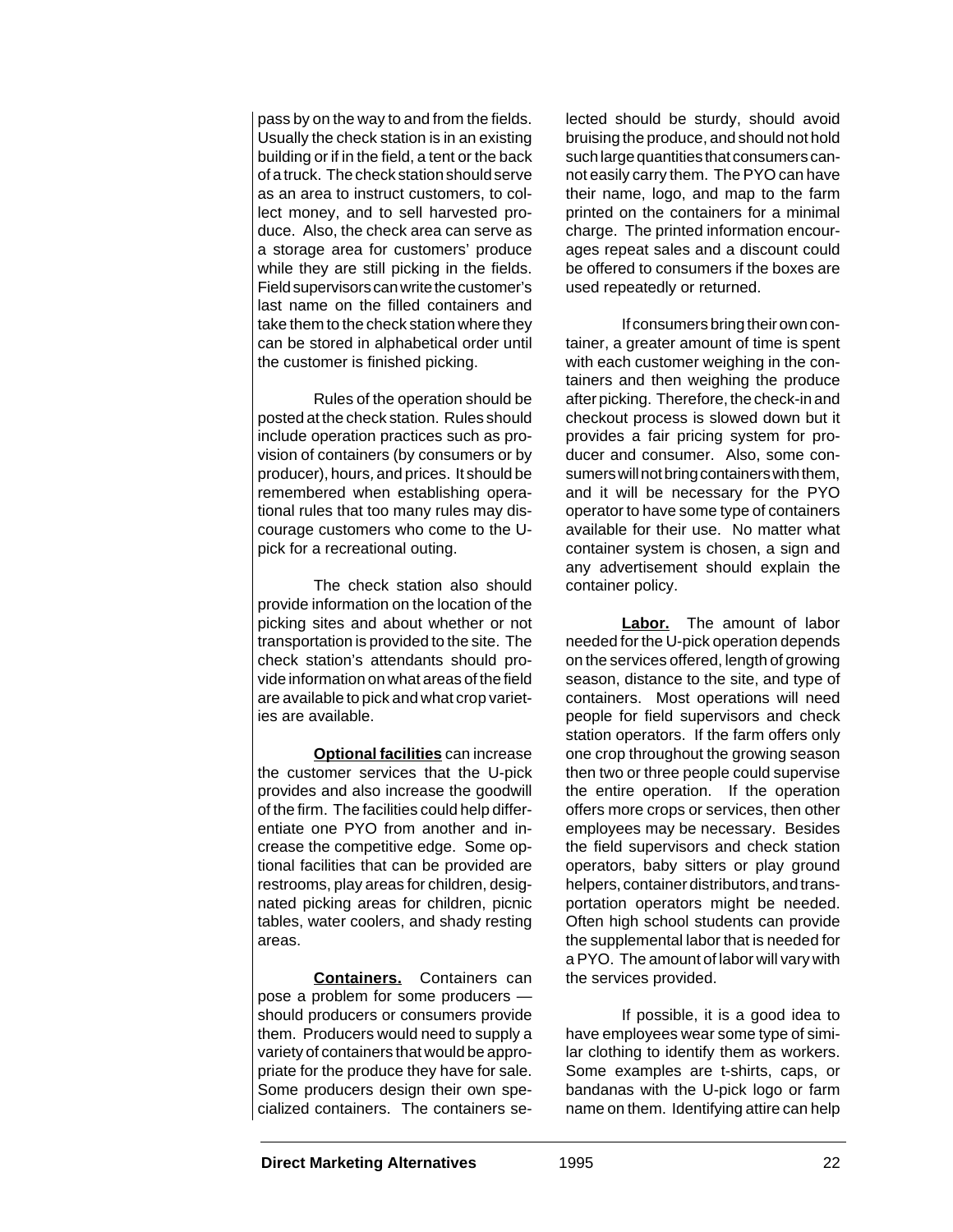pass by on the way to and from the fields. Usually the check station is in an existing building or if in the field, a tent or the back of a truck. The check station should serve as an area to instruct customers, to collect money, and to sell harvested produce. Also, the check area can serve as a storage area for customers' produce while they are still picking in the fields. Field supervisors can write the customer's last name on the filled containers and take them to the check station where they can be stored in alphabetical order until the customer is finished picking.

Rules of the operation should be posted at the check station. Rules should include operation practices such as provision of containers (by consumers or by producer), hours, and prices. It should be remembered when establishing operational rules that too many rules may discourage customers who come to the U-pick for a recreational outing.

The check station also should provide information on the location of the picking sites and about whether or not transportation is provided to the site. The check station's attendants should provide information on what areas of the field are available to pick and what crop varieties are available.

**Optional facilities** can increase the customer services that the U-pick provides and also increase the goodwill of the firm. The facilities could help differentiate one PYO from another and increase the competitive edge. Some optional facilities that can be provided are restrooms, play areas for children, designated picking areas for children, picnic tables, water coolers, and shady resting areas.

**Containers.** Containers can pose a problem for some producers — should producers or consumers provide them. Producers would need to supply a variety of containers that would be appropriate for the produce they have for sale. Some producers design their own specialized containers. The containers selected should be sturdy, should avoid bruising the produce, and should not hold such large quantities that consumers cannot easily carry them. The PYO can have their name, logo, and map to the farm printed on the containers for a minimal charge. The printed information encourages repeat sales and a discount could be offered to consumers if the boxes are used repeatedly or returned.

If consumers bring their own container, a greater amount of time is spent with each customer weighing in the containers and then weighing the produce after picking. Therefore, the check-in and checkout process is slowed down but it provides a fair pricing system for producer and consumer. Also, some consumers will not bring containers with them, and it will be necessary for the PYO operator to have some type of containers available for their use. No matter what container system is chosen, a sign and any advertisement should explain the container policy.

**Labor.** The amount of labor needed for the U-pick operation depends on the services offered, length of growing season, distance to the site, and type of containers. Most operations will need people for field supervisors and check station operators. If the farm offers only one crop throughout the growing season then two or three people could supervise the entire operation. If the operation offers more crops or services, then other employees may be necessary. Besides the field supervisors and check station operators, baby sitters or play ground helpers, container distributors, and transportation operators might be needed. Often high school students can provide the supplemental labor that is needed for a PYO. The amount of labor will vary with the services provided.

If possible, it is a good idea to have employees wear some type of similar clothing to identify them as workers. Some examples are t-shirts, caps, or bandanas with the U-pick logo or farm name on them. Identifying attire can help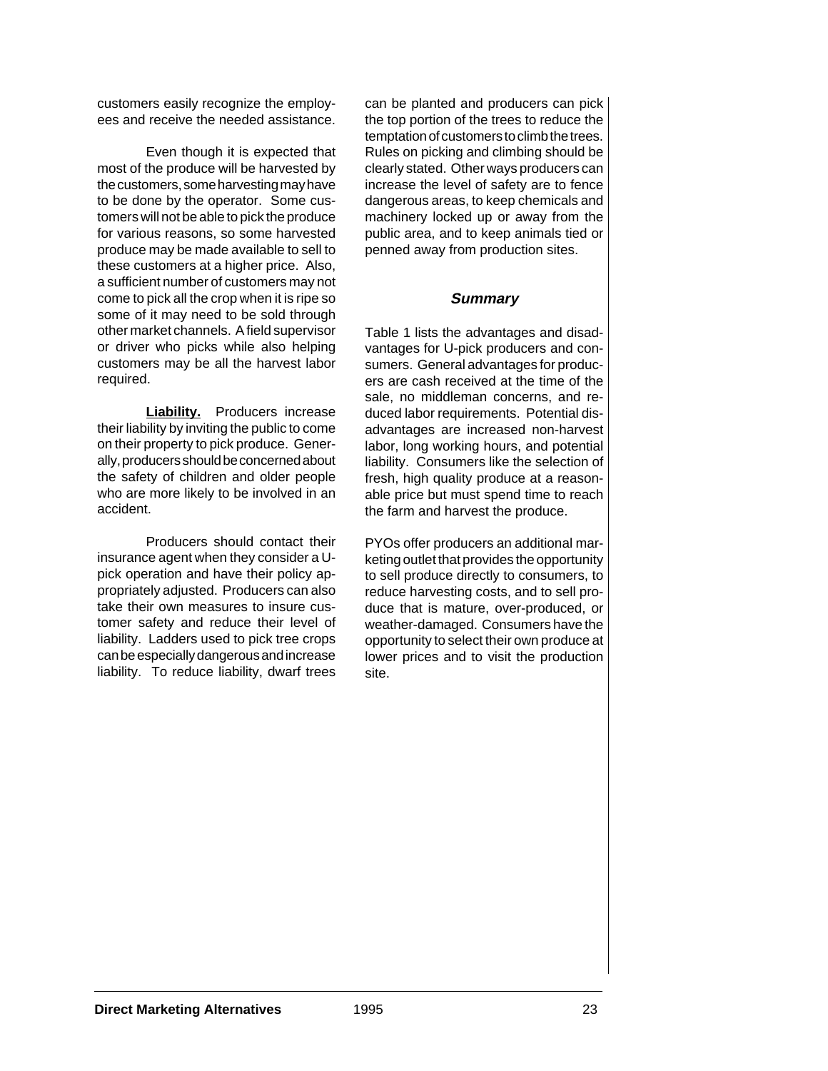customers easily recognize the employees and receive the needed assistance.

Even though it is expected that most of the produce will be harvested by the customers, some harvesting may have to be done by the operator. Some customers will not be able to pick the produce for various reasons, so some harvested produce may be made available to sell to these customers at a higher price. Also, a sufficient number of customers may not come to pick all the crop when it is ripe so some of it may need to be sold through other market channels. A field supervisor or driver who picks while also helping customers may be all the harvest labor required.

**Liability.** Producers increase their liability by inviting the public to come on their property to pick produce. Generally, producers should be concerned about the safety of children and older people who are more likely to be involved in an accident.

Producers should contact their insurance agent when they consider a U-pick operation and have their policy appropriately adjusted. Producers can also take their own measures to insure customer safety and reduce their level of liability. Ladders used to pick tree crops can be especially dangerous and increase liability. To reduce liability, dwarf trees can be planted and producers can pick the top portion of the trees to reduce the temptation of customers to climb the trees. Rules on picking and climbing should be clearly stated. Other ways producers can increase the level of safety are to fence dangerous areas, to keep chemicals and machinery locked up or away from the public area, and to keep animals tied or penned away from production sites.

### *Summary*

Table 1 lists the advantages and disadvantages for U-pick producers and consumers. General advantages for producers are cash received at the time of the sale, no middleman concerns, and reduced labor requirements. Potential disadvantages are increased non-harvest labor, long working hours, and potential liability. Consumers like the selection of fresh, high quality produce at a reasonable price but must spend time to reach the farm and harvest the produce.

PYOs offer producers an additional marketing outlet that provides the opportunity to sell produce directly to consumers, to reduce harvesting costs, and to sell produce that is mature, over-produced, or weather-damaged. Consumers have the opportunity to select their own produce at lower prices and to visit the production site.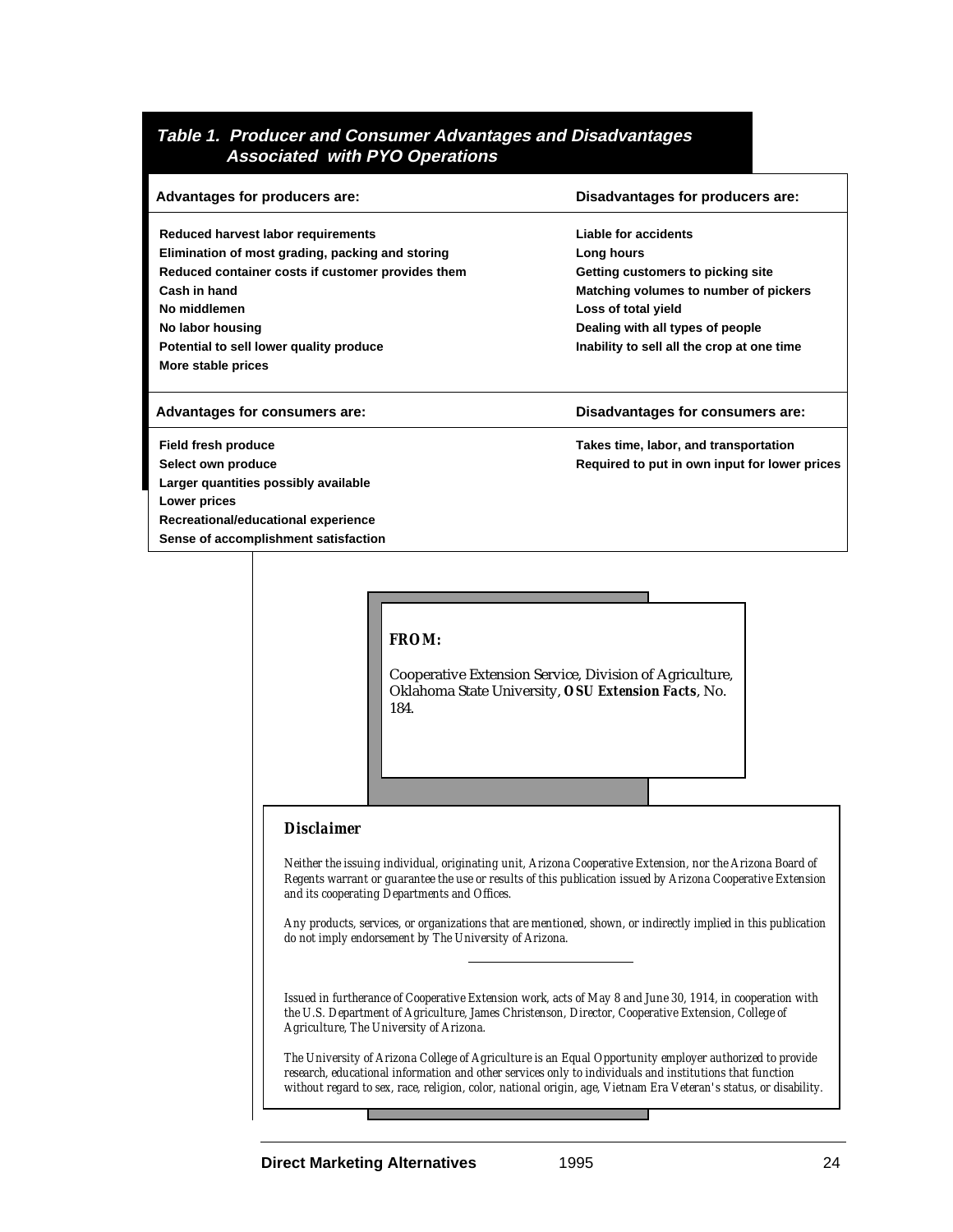## Table 1. Producer and Consumer Advantages and Disadvantages Associated with PYO Operations

| Advantages for producers are: | Disadvantages for producers are: |
|---|---|
| Reduced harvest labor requirements | Liable for accidents |
| Elimination of most grading, packing and storing | Long hours |
| Reduced container costs if customer provides them | Getting customers to picking site |
| Cash in hand | Matching volumes to number of pickers |
| No middlemen | Loss of total yield |
| No labor housing | Dealing with all types of people |
| Potential to sell lower quality produce | Inability to sell all the crop at one time |
| More stable prices | |
| **Advantages for consumers are:** | **Disadvantages for consumers are:** |
| Field fresh produce | Takes time, labor, and transportation |
| Select own produce | Required to put in own input for lower prices |
| Larger quantities possibly available | |
| Lower prices | |
| Recreational/educational experience | |
| Sense of accomplishment satisfaction | |

***FROM:***

Cooperative Extension Service, Division of Agriculture, Oklahoma State University, ***OSU Extension Facts***, No. 184.

### *Disclaimer*

*Neither the issuing individual, originating unit, Arizona Cooperative Extension, nor the Arizona Board of Regents warrant or guarantee the use or results of this publication issued by Arizona Cooperative Extension and its cooperating Departments and Offices.*

*Any products, services, or organizations that are mentioned, shown, or indirectly implied in this publication do not imply endorsement by The University of Arizona.*

---

*Issued in furtherance of Cooperative Extension work, acts of May 8 and June 30, 1914, in cooperation with the U.S. Department of Agriculture, James Christenson, Director, Cooperative Extension, College of Agriculture, The University of Arizona.*

*The University of Arizona College of Agriculture is an Equal Opportunity employer authorized to provide research, educational information and other services only to individuals and institutions that function without regard to sex, race, religion, color, national origin, age, Vietnam Era Veteran's status, or disability.*